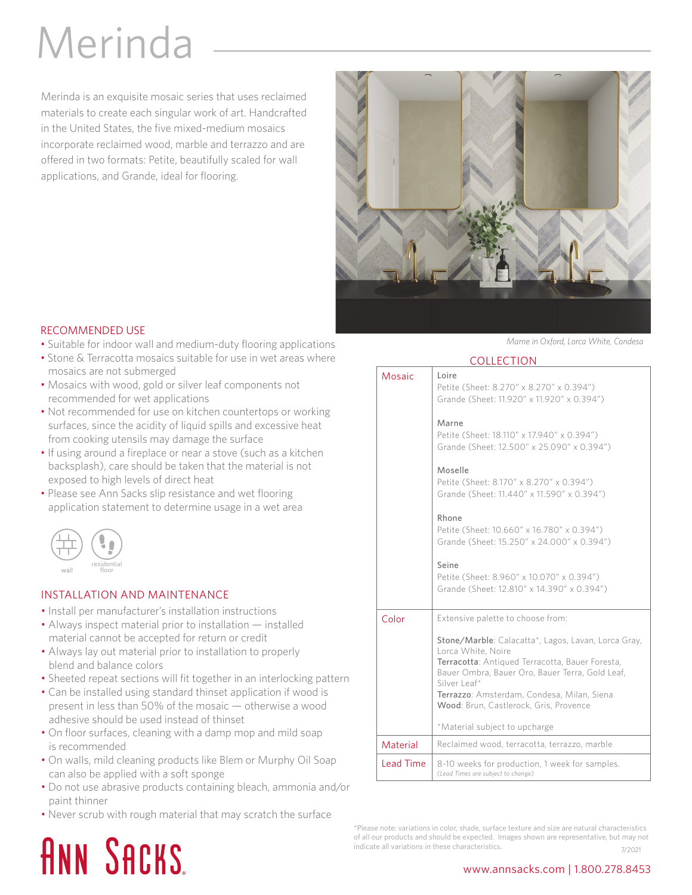# Merinda

Merinda is an exquisite mosaic series that uses reclaimed materials to create each singular work of art. Handcrafted in the United States, the five mixed-medium mosaics incorporate reclaimed wood, marble and terrazzo and are offered in two formats: Petite, beautifully scaled for wall applications, and Grande, ideal for flooring.

*Marne in Oxford, Lorca White, Condesa*

## RECOMMENDED USE

- Suitable for indoor wall and medium-duty flooring applications
- Stone & Terracotta mosaics suitable for use in wet areas where mosaics are not submerged
- Mosaics with wood, gold or silver leaf components not recommended for wet applications
- Not recommended for use on kitchen countertops or working surfaces, since the acidity of liquid spills and excessive heat from cooking utensils may damage the surface
- If using around a fireplace or near a stove (such as a kitchen backsplash), care should be taken that the material is not exposed to high levels of direct heat
- Please see Ann Sacks slip resistance and wet flooring application statement to determine usage in a wet area

wall | residential floor

## INSTALLATION AND MAINTENANCE

- Install per manufacturer's installation instructions
- Always inspect material prior to installation — installed material cannot be accepted for return or credit
- Always lay out material prior to installation to properly blend and balance colors
- Sheeted repeat sections will fit together in an interlocking pattern
- Can be installed using standard thinset application if wood is present in less than 50% of the mosaic — otherwise a wood adhesive should be used instead of thinset
- On floor surfaces, cleaning with a damp mop and mild soap is recommended
- On walls, mild cleaning products like Blem or Murphy Oil Soap can also be applied with a soft sponge
- Do not use abrasive products containing bleach, ammonia and/or paint thinner
- Never scrub with rough material that may scratch the surface

## COLLECTION

| | |
|---|---|
| Mosaic | Loire<br>Petite (Sheet: 8.270" x 8.270" x 0.394")<br>Grande (Sheet: 11.920" x 11.920" x 0.394")<br><br>Marne<br>Petite (Sheet: 18.110" x 17.940" x 0.394")<br>Grande (Sheet: 12.500" x 25.090" x 0.394")<br><br>Moselle<br>Petite (Sheet: 8.170" x 8.270" x 0.394")<br>Grande (Sheet: 11.440" x 11.590" x 0.394")<br><br>Rhone<br>Petite (Sheet: 10.660" x 16.780" x 0.394")<br>Grande (Sheet: 15.250" x 24.000" x 0.394")<br><br>Seine<br>Petite (Sheet: 8.960" x 10.070" x 0.394")<br>Grande (Sheet: 12.810" x 14.390" x 0.394") |
| Color | Extensive palette to choose from:<br><br>**Stone/Marble**: Calacatta*, Lagos, Lavan, Lorca Gray, Lorca White, Noire<br>**Terracotta**: Antiqued Terracotta, Bauer Foresta, Bauer Ombra, Bauer Oro, Bauer Terra, Gold Leaf, Silver Leaf*<br>**Terrazzo**: Amsterdam, Condesa, Milan, Siena<br>**Wood**: Brun, Castlerock, Gris, Provence<br><br>*Material subject to upcharge |
| Material | Reclaimed wood, terracotta, terrazzo, marble |
| Lead Time | 8-10 weeks for production, 1 week for samples.<br>*(Lead Times are subject to change)* |

*Please note: variations in color, shade, surface texture and size are natural characteristics of all our products and should be expected. Images shown are representative, but may not indicate all variations in these characteristics. 7/2021

ANN SACKS

www.annsacks.com | 1.800.278.8453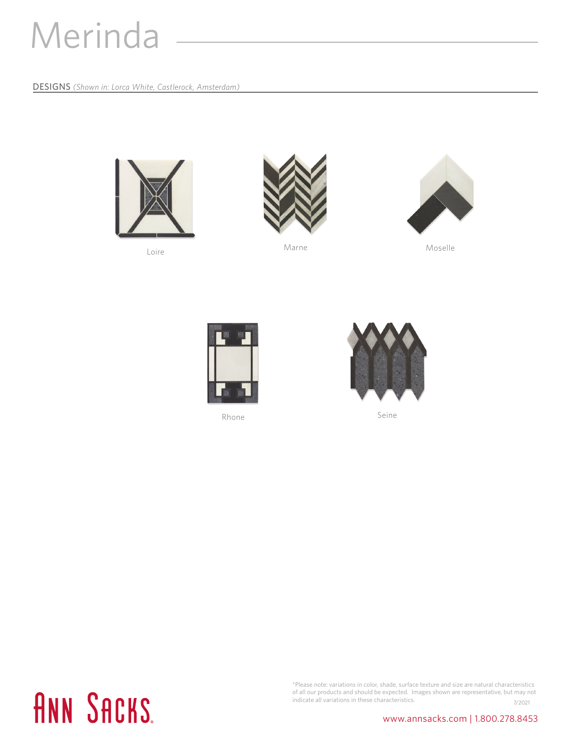# Merinda

DESIGNS *(Shown in: Lorca White, Castlerock, Amsterdam)*

Loire

Marne

Moselle

Rhone

Seine

*Please note: variations in color, shade, surface texture and size are natural characteristics of all our products and should be expected. Images shown are representative, but may not indicate all variations in these characteristics. 7/2021

ANN SACKS

www.annsacks.com | 1.800.278.8453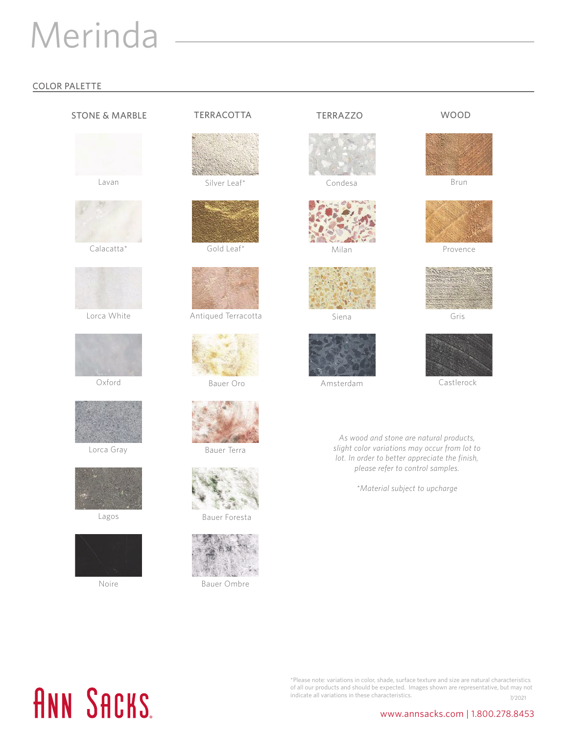# Merinda

## COLOR PALETTE

| STONE & MARBLE | TERRACOTTA | TERRAZZO | WOOD |
| --- | --- | --- | --- |
| Lavan | Silver Leaf* | Condesa | Brun |
| Calacatta* | Gold Leaf* | Milan | Provence |
| Lorca White | Antiqued Terracotta | Siena | Gris |
| Oxford | Bauer Oro | Amsterdam | Castlerock |
| Lorca Gray | Bauer Terra | | |
| Lagos | Bauer Foresta | | |
| Noire | Bauer Ombre | | |

*As wood and stone are natural products, slight color variations may occur from lot to lot. In order to better appreciate the finish, please refer to control samples.*

*\*Material subject to upcharge*

ANN SACKS

*Please note: variations in color, shade, surface texture and size are natural characteristics of all our products and should be expected. Images shown are representative, but may not indicate all variations in these characteristics.

7/2021

www.annsacks.com | 1.800.278.8453